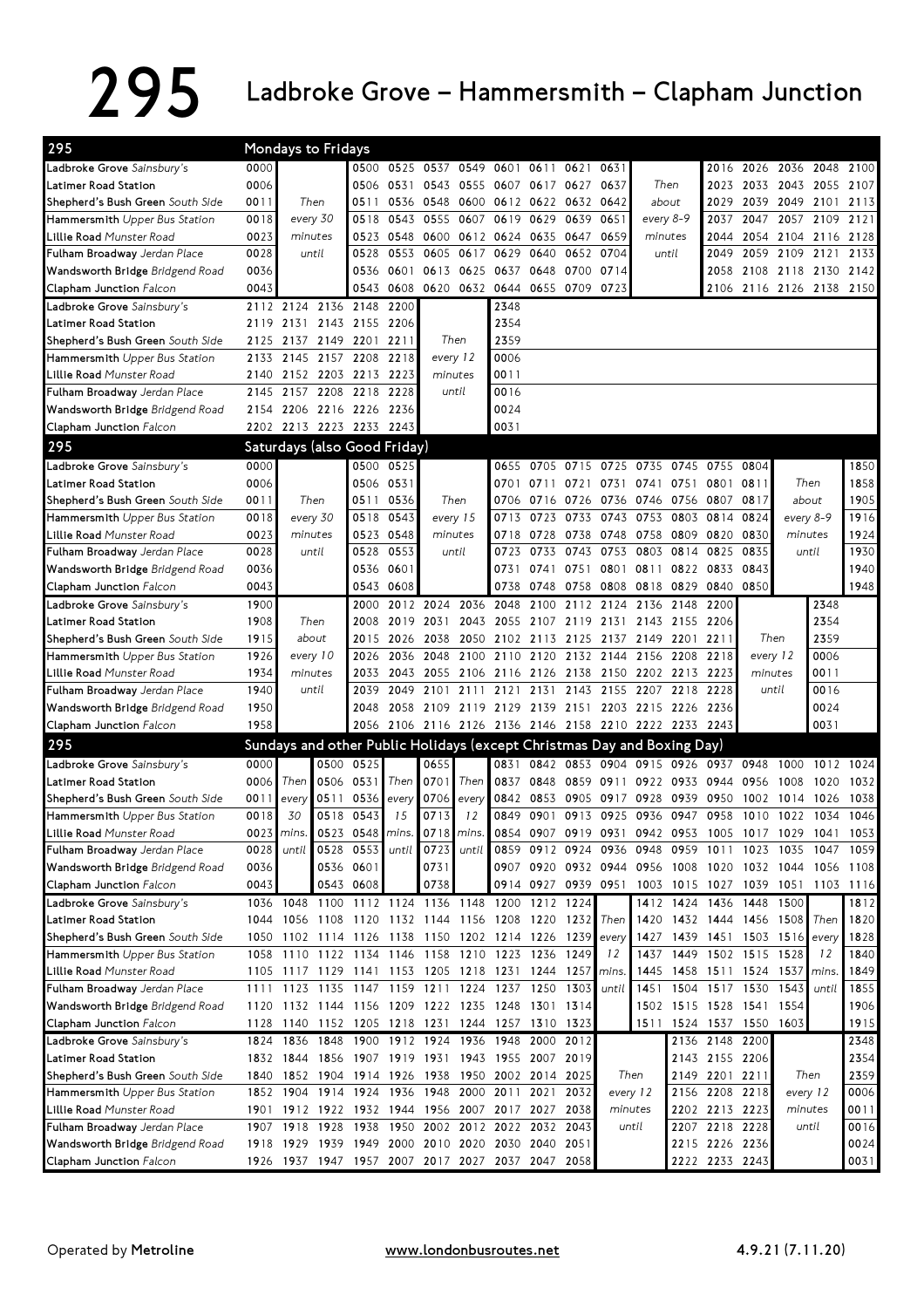# 295 Ladbroke Grove – Hammersmith – Clapham Junction

## Mondays to Fridays

| 295 | | | | | | | | | | | | | | | | | |
|---|---|---|---|---|---|---|---|---|---|---|---|---|---|---|---|---|---|
| **Ladbroke Grove** *Sainsbury's* | 0000 | | 0500 | 0525 | 0537 | 0549 | 0601 | 0611 | 0621 | 0631 | | 2016 | 2026 | 2036 | 2048 | 2100 |
| **Latimer Road Station** | 0006 | | 0506 | 0531 | 0543 | 0555 | 0607 | 0617 | 0627 | 0637 | Then | 2023 | 2033 | 2043 | 2055 | 2107 |
| **Shepherd's Bush Green** *South Side* | 0011 | Then | 0511 | 0536 | 0548 | 0600 | 0612 | 0622 | 0632 | 0642 | about | 2029 | 2039 | 2049 | 2101 | 2113 |
| **Hammersmith** *Upper Bus Station* | 0018 | every 30 | 0518 | 0543 | 0555 | 0607 | 0619 | 0629 | 0639 | 0651 | every 8-9 | 2037 | 2047 | 2057 | 2109 | 2121 |
| **Lillie Road** *Munster Road* | 0023 | minutes | 0523 | 0548 | 0600 | 0612 | 0624 | 0635 | 0647 | 0659 | minutes | 2044 | 2054 | 2104 | 2116 | 2128 |
| **Fulham Broadway** *Jerdan Place* | 0028 | until | 0528 | 0553 | 0605 | 0617 | 0629 | 0640 | 0652 | 0704 | until | 2049 | 2059 | 2109 | 2121 | 2133 |
| **Wandsworth Bridge** *Bridgend Road* | 0036 | | 0536 | 0601 | 0613 | 0625 | 0637 | 0648 | 0700 | 0714 | | 2058 | 2108 | 2118 | 2130 | 2142 |
| **Clapham Junction** *Falcon* | 0043 | | 0543 | 0608 | 0620 | 0632 | 0644 | 0655 | 0709 | 0723 | | 2106 | 2116 | 2126 | 2138 | 2150 |

| | | | | | | | |
|---|---|---|---|---|---|---|---|
| **Ladbroke Grove** *Sainsbury's* | 2112 | 2124 | 2136 | 2148 | 2200 | | 2348 |
| **Latimer Road Station** | 2119 | 2131 | 2143 | 2155 | 2206 | | 2354 |
| **Shepherd's Bush Green** *South Side* | 2125 | 2137 | 2149 | 2201 | 2211 | Then | 2359 |
| **Hammersmith** *Upper Bus Station* | 2133 | 2145 | 2157 | 2208 | 2218 | every 12 | 0006 |
| **Lillie Road** *Munster Road* | 2140 | 2152 | 2203 | 2213 | 2223 | minutes | 0011 |
| **Fulham Broadway** *Jerdan Place* | 2145 | 2157 | 2208 | 2218 | 2228 | until | 0016 |
| **Wandsworth Bridge** *Bridgend Road* | 2154 | 2206 | 2216 | 2226 | 2236 | | 0024 |
| **Clapham Junction** *Falcon* | 2202 | 2213 | 2223 | 2233 | 2243 | | 0031 |

## Saturdays (also Good Friday)

| 295 | | | | | | | | | | | | | | | | |
|---|---|---|---|---|---|---|---|---|---|---|---|---|---|---|---|---|
| **Ladbroke Grove** *Sainsbury's* | 0000 | | 0500 | 0525 | | 0655 | 0705 | 0715 | 0725 | 0735 | 0745 | 0755 | 0804 | | 1850 |
| **Latimer Road Station** | 0006 | | 0506 | 0531 | | 0701 | 0711 | 0721 | 0731 | 0741 | 0751 | 0801 | 0811 | Then | 1858 |
| **Shepherd's Bush Green** *South Side* | 0011 | Then | 0511 | 0536 | Then | 0706 | 0716 | 0726 | 0736 | 0746 | 0756 | 0807 | 0817 | about | 1905 |
| **Hammersmith** *Upper Bus Station* | 0018 | every 30 | 0518 | 0543 | every 15 | 0713 | 0723 | 0733 | 0743 | 0753 | 0803 | 0814 | 0824 | every 8-9 | 1916 |
| **Lillie Road** *Munster Road* | 0023 | minutes | 0523 | 0548 | minutes | 0718 | 0728 | 0738 | 0748 | 0758 | 0809 | 0820 | 0830 | minutes | 1924 |
| **Fulham Broadway** *Jerdan Place* | 0028 | until | 0528 | 0553 | until | 0723 | 0733 | 0743 | 0753 | 0803 | 0814 | 0825 | 0835 | until | 1930 |
| **Wandsworth Bridge** *Bridgend Road* | 0036 | | 0536 | 0601 | | 0731 | 0741 | 0751 | 0801 | 0811 | 0822 | 0833 | 0843 | | 1940 |
| **Clapham Junction** *Falcon* | 0043 | | 0543 | 0608 | | 0738 | 0748 | 0758 | 0808 | 0818 | 0829 | 0840 | 0850 | | 1948 |

| | | | | | | | | | | | | | | | |
|---|---|---|---|---|---|---|---|---|---|---|---|---|---|---|---|
| **Ladbroke Grove** *Sainsbury's* | 1900 | | 2000 | 2012 | 2024 | 2036 | 2048 | 2100 | 2112 | 2124 | 2136 | 2148 | 2200 | | 2348 |
| **Latimer Road Station** | 1908 | Then | 2008 | 2019 | 2031 | 2043 | 2055 | 2107 | 2119 | 2131 | 2143 | 2155 | 2206 | | 2354 |
| **Shepherd's Bush Green** *South Side* | 1915 | about | 2015 | 2026 | 2038 | 2050 | 2102 | 2113 | 2125 | 2137 | 2149 | 2201 | 2211 | Then | 2359 |
| **Hammersmith** *Upper Bus Station* | 1926 | every 10 | 2026 | 2036 | 2048 | 2100 | 2110 | 2120 | 2132 | 2144 | 2156 | 2208 | 2218 | every 12 | 0006 |
| **Lillie Road** *Munster Road* | 1934 | minutes | 2033 | 2043 | 2055 | 2106 | 2116 | 2126 | 2138 | 2150 | 2202 | 2213 | 2223 | minutes | 0011 |
| **Fulham Broadway** *Jerdan Place* | 1940 | until | 2039 | 2049 | 2101 | 2111 | 2121 | 2131 | 2143 | 2155 | 2207 | 2218 | 2228 | until | 0016 |
| **Wandsworth Bridge** *Bridgend Road* | 1950 | | 2048 | 2058 | 2109 | 2119 | 2129 | 2139 | 2151 | 2203 | 2215 | 2226 | 2236 | | 0024 |
| **Clapham Junction** *Falcon* | 1958 | | 2056 | 2106 | 2116 | 2126 | 2136 | 2146 | 2158 | 2210 | 2222 | 2233 | 2243 | | 0031 |

## Sundays and other Public Holidays (except Christmas Day and Boxing Day)

| 295 | | | | | | | | | | | | | | | | | | | | | |
|---|---|---|---|---|---|---|---|---|---|---|---|---|---|---|---|---|---|---|---|---|---|
| **Ladbroke Grove** *Sainsbury's* | 0000 | | 0500 | 0525 | | 0655 | | 0831 | 0842 | 0853 | 0904 | 0915 | 0926 | 0937 | 0948 | 1000 | 1012 | 1024 |
| **Latimer Road Station** | 0006 | Then | 0506 | 0531 | Then | 0701 | Then | 0837 | 0848 | 0859 | 0911 | 0922 | 0933 | 0944 | 0956 | 1008 | 1020 | 1032 |
| **Shepherd's Bush Green** *South Side* | 0011 | every | 0511 | 0536 | every | 0706 | every | 0842 | 0853 | 0905 | 0917 | 0928 | 0939 | 0950 | 1002 | 1014 | 1026 | 1038 |
| **Hammersmith** *Upper Bus Station* | 0018 | 30 | 0518 | 0543 | 15 | 0713 | 12 | 0849 | 0901 | 0913 | 0925 | 0936 | 0947 | 0958 | 1010 | 1022 | 1034 | 1046 |
| **Lillie Road** *Munster Road* | 0023 | mins. | 0523 | 0548 | mins. | 0718 | mins. | 0854 | 0907 | 0919 | 0931 | 0942 | 0953 | 1005 | 1017 | 1029 | 1041 | 1053 |
| **Fulham Broadway** *Jerdan Place* | 0028 | until | 0528 | 0553 | until | 0723 | until | 0859 | 0912 | 0924 | 0936 | 0948 | 0959 | 1011 | 1023 | 1035 | 1047 | 1059 |
| **Wandsworth Bridge** *Bridgend Road* | 0036 | | 0536 | 0601 | | 0731 | | 0907 | 0920 | 0932 | 0944 | 0956 | 1008 | 1020 | 1032 | 1044 | 1056 | 1108 |
| **Clapham Junction** *Falcon* | 0043 | | 0543 | 0608 | | 0738 | | 0914 | 0927 | 0939 | 0951 | 1003 | 1015 | 1027 | 1039 | 1051 | 1103 | 1116 |

| | | | | | | | | | | | | | | | | | | |
|---|---|---|---|---|---|---|---|---|---|---|---|---|---|---|---|---|---|---|
| **Ladbroke Grove** *Sainsbury's* | 1036 | 1048 | 1100 | 1112 | 1124 | 1136 | 1148 | 1200 | 1212 | 1224 | | 1412 | 1424 | 1436 | 1448 | 1500 | | 1812 |
| **Latimer Road Station** | 1044 | 1056 | 1108 | 1120 | 1132 | 1144 | 1156 | 1208 | 1220 | 1232 | Then | 1420 | 1432 | 1444 | 1456 | 1508 | Then | 1820 |
| **Shepherd's Bush Green** *South Side* | 1050 | 1102 | 1114 | 1126 | 1138 | 1150 | 1202 | 1214 | 1226 | 1239 | every | 1427 | 1439 | 1451 | 1503 | 1516 | every | 1828 |
| **Hammersmith** *Upper Bus Station* | 1058 | 1110 | 1122 | 1134 | 1146 | 1158 | 1210 | 1223 | 1236 | 1249 | 12 | 1437 | 1449 | 1502 | 1515 | 1528 | 12 | 1840 |
| **Lillie Road** *Munster Road* | 1105 | 1117 | 1129 | 1141 | 1153 | 1205 | 1218 | 1231 | 1244 | 1257 | mins. | 1445 | 1458 | 1511 | 1524 | 1537 | mins. | 1849 |
| **Fulham Broadway** *Jerdan Place* | 1111 | 1123 | 1135 | 1147 | 1159 | 1211 | 1224 | 1237 | 1250 | 1303 | until | 1451 | 1504 | 1517 | 1530 | 1543 | until | 1855 |
| **Wandsworth Bridge** *Bridgend Road* | 1120 | 1132 | 1144 | 1156 | 1209 | 1222 | 1235 | 1248 | 1301 | 1314 | | 1502 | 1515 | 1528 | 1541 | 1554 | | 1906 |
| **Clapham Junction** *Falcon* | 1128 | 1140 | 1152 | 1205 | 1218 | 1231 | 1244 | 1257 | 1310 | 1323 | | 1511 | 1524 | 1537 | 1550 | 1603 | | 1915 |

| | | | | | | | | | | | | | | | | |
|---|---|---|---|---|---|---|---|---|---|---|---|---|---|---|---|---|
| **Ladbroke Grove** *Sainsbury's* | 1824 | 1836 | 1848 | 1900 | 1912 | 1924 | 1936 | 1948 | 2000 | 2012 | | 2136 | 2148 | 2200 | | 2348 |
| **Latimer Road Station** | 1832 | 1844 | 1856 | 1907 | 1919 | 1931 | 1943 | 1955 | 2007 | 2019 | | 2143 | 2155 | 2206 | | 2354 |
| **Shepherd's Bush Green** *South Side* | 1840 | 1852 | 1904 | 1914 | 1926 | 1938 | 1950 | 2002 | 2014 | 2025 | Then | 2149 | 2201 | 2211 | Then | 2359 |
| **Hammersmith** *Upper Bus Station* | 1852 | 1904 | 1914 | 1924 | 1936 | 1948 | 2000 | 2011 | 2021 | 2032 | every 12 | 2156 | 2208 | 2218 | every 12 | 0006 |
| **Lillie Road** *Munster Road* | 1901 | 1912 | 1922 | 1932 | 1944 | 1956 | 2007 | 2017 | 2027 | 2038 | minutes | 2202 | 2213 | 2223 | minutes | 0011 |
| **Fulham Broadway** *Jerdan Place* | 1907 | 1918 | 1928 | 1938 | 1950 | 2002 | 2012 | 2022 | 2032 | 2043 | until | 2207 | 2218 | 2228 | until | 0016 |
| **Wandsworth Bridge** *Bridgend Road* | 1918 | 1929 | 1939 | 1949 | 2000 | 2010 | 2020 | 2030 | 2040 | 2051 | | 2215 | 2226 | 2236 | | 0024 |
| **Clapham Junction** *Falcon* | 1926 | 1937 | 1947 | 1957 | 2007 | 2017 | 2027 | 2037 | 2047 | 2058 | | 2222 | 2233 | 2243 | | 0031 |

Operated by **Metroline** www.londonbusroutes.net **4.9.21 (7.11.20)**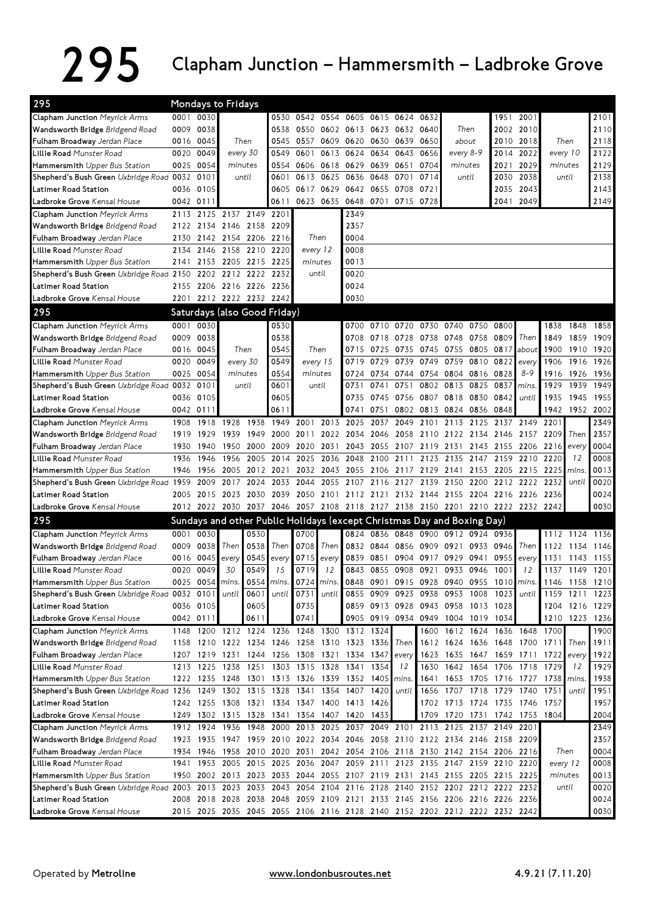# 295 Clapham Junction – Hammersmith – Ladbroke Grove

## Mondays to Fridays

| | | | | | | | | | | | | | | | |
|---|---|---|---|---|---|---|---|---|---|---|---|---|---|---|---|
| **Clapham Junction** *Meyrick Arms* | 0001 | 0030 | | 0530 | 0542 | 0554 | 0605 | 0615 | 0624 | 0632 | | 1951 | 2001 | | 2101 |
| **Wandsworth Bridge** *Bridgend Road* | 0009 | 0038 | | 0538 | 0550 | 0602 | 0613 | 0623 | 0632 | 0640 | Then | 2002 | 2010 | | 2110 |
| **Fulham Broadway** *Jerdan Place* | 0016 | 0045 | Then | 0545 | 0557 | 0609 | 0620 | 0630 | 0639 | 0650 | about | 2010 | 2018 | Then | 2118 |
| **Lillie Road** *Munster Road* | 0020 | 0049 | every 30 | 0549 | 0601 | 0613 | 0624 | 0634 | 0643 | 0656 | every 8-9 | 2014 | 2022 | every 10 | 2122 |
| **Hammersmith** *Upper Bus Station* | 0025 | 0054 | minutes | 0554 | 0606 | 0618 | 0629 | 0639 | 0651 | 0704 | minutes | 2021 | 2029 | minutes | 2129 |
| **Shepherd's Bush Green** *Uxbridge Road* | 0032 | 0101 | until | 0601 | 0613 | 0625 | 0636 | 0648 | 0701 | 0714 | until | 2030 | 2038 | until | 2138 |
| **Latimer Road Station** | 0036 | 0105 | | 0605 | 0617 | 0629 | 0642 | 0655 | 0708 | 0721 | | 2035 | 2043 | | 2143 |
| **Ladbroke Grove** *Kensal House* | 0042 | 0111 | | 0611 | 0623 | 0635 | 0648 | 0701 | 0715 | 0728 | | 2041 | 2049 | | 2149 |

| | | | | | | | |
|---|---|---|---|---|---|---|---|
| **Clapham Junction** *Meyrick Arms* | 2113 | 2125 | 2137 | 2149 | 2201 | | 2349 |
| **Wandsworth Bridge** *Bridgend Road* | 2122 | 2134 | 2146 | 2158 | 2209 | | 2357 |
| **Fulham Broadway** *Jerdan Place* | 2130 | 2142 | 2154 | 2206 | 2216 | Then | 0004 |
| **Lillie Road** *Munster Road* | 2134 | 2146 | 2158 | 2210 | 2220 | every 12 | 0008 |
| **Hammersmith** *Upper Bus Station* | 2141 | 2153 | 2205 | 2215 | 2225 | minutes | 0013 |
| **Shepherd's Bush Green** *Uxbridge Road* | 2150 | 2202 | 2212 | 2222 | 2232 | until | 0020 |
| **Latimer Road Station** | 2155 | 2206 | 2216 | 2226 | 2236 | | 0024 |
| **Ladbroke Grove** *Kensal House* | 2201 | 2212 | 2222 | 2232 | 2242 | | 0030 |

## Saturdays (also Good Friday)

| | | | | | | | | | | | | | | | | |
|---|---|---|---|---|---|---|---|---|---|---|---|---|---|---|---|---|
| **Clapham Junction** *Meyrick Arms* | 0001 | 0030 | | 0530 | | 0700 | 0710 | 0720 | 0730 | 0740 | 0750 | 0800 | | 1838 | 1848 | 1858 |
| **Wandsworth Bridge** *Bridgend Road* | 0009 | 0038 | | 0538 | | 0708 | 0718 | 0728 | 0738 | 0748 | 0758 | 0809 | Then | 1849 | 1859 | 1909 |
| **Fulham Broadway** *Jerdan Place* | 0016 | 0045 | Then | 0545 | Then | 0715 | 0725 | 0735 | 0745 | 0755 | 0805 | 0817 | about | 1900 | 1910 | 1920 |
| **Lillie Road** *Munster Road* | 0020 | 0049 | every 30 | 0549 | every 15 | 0719 | 0729 | 0739 | 0749 | 0759 | 0810 | 0822 | every | 1906 | 1916 | 1926 |
| **Hammersmith** *Upper Bus Station* | 0025 | 0054 | minutes | 0554 | minutes | 0724 | 0734 | 0744 | 0754 | 0804 | 0816 | 0828 | 8-9 | 1916 | 1926 | 1936 |
| **Shepherd's Bush Green** *Uxbridge Road* | 0032 | 0101 | until | 0601 | until | 0731 | 0741 | 0751 | 0802 | 0813 | 0825 | 0837 | mins. | 1929 | 1939 | 1949 |
| **Latimer Road Station** | 0036 | 0105 | | 0605 | | 0735 | 0745 | 0756 | 0807 | 0818 | 0830 | 0842 | until | 1935 | 1945 | 1955 |
| **Ladbroke Grove** *Kensal House* | 0042 | 0111 | | 0611 | | 0741 | 0751 | 0802 | 0813 | 0824 | 0836 | 0848 | | 1942 | 1952 | 2002 |

| | | | | | | | | | | | | | | | | | | |
|---|---|---|---|---|---|---|---|---|---|---|---|---|---|---|---|---|---|---|
| **Clapham Junction** *Meyrick Arms* | 1908 | 1918 | 1928 | 1938 | 1949 | 2001 | 2013 | 2025 | 2037 | 2049 | 2101 | 2113 | 2125 | 2137 | 2149 | 2201 | | 2349 |
| **Wandsworth Bridge** *Bridgend Road* | 1919 | 1929 | 1939 | 1949 | 2000 | 2011 | 2022 | 2034 | 2046 | 2058 | 2110 | 2122 | 2134 | 2146 | 2157 | 2209 | Then | 2357 |
| **Fulham Broadway** *Jerdan Place* | 1930 | 1940 | 1950 | 2000 | 2009 | 2020 | 2031 | 2043 | 2055 | 2107 | 2119 | 2131 | 2143 | 2155 | 2206 | 2216 | every | 0004 |
| **Lillie Road** *Munster Road* | 1936 | 1946 | 1956 | 2005 | 2014 | 2025 | 2036 | 2048 | 2100 | 2111 | 2123 | 2135 | 2147 | 2159 | 2210 | 2220 | 12 | 0008 |
| **Hammersmith** *Upper Bus Station* | 1946 | 1956 | 2005 | 2012 | 2021 | 2032 | 2043 | 2055 | 2106 | 2117 | 2129 | 2141 | 2153 | 2205 | 2215 | 2225 | mins. | 0013 |
| **Shepherd's Bush Green** *Uxbridge Road* | 1959 | 2009 | 2017 | 2024 | 2033 | 2044 | 2055 | 2107 | 2116 | 2127 | 2139 | 2150 | 2200 | 2212 | 2222 | 2232 | until | 0020 |
| **Latimer Road Station** | 2005 | 2015 | 2023 | 2030 | 2039 | 2050 | 2101 | 2112 | 2121 | 2132 | 2144 | 2155 | 2204 | 2216 | 2226 | 2236 | | 0024 |
| **Ladbroke Grove** *Kensal House* | 2012 | 2022 | 2030 | 2037 | 2046 | 2057 | 2108 | 2118 | 2127 | 2138 | 2150 | 2201 | 2210 | 2222 | 2232 | 2242 | | 0030 |

## Sundays and other Public Holidays (except Christmas Day and Boxing Day)

| | | | | | | | | | | | | | | | | | | |
|---|---|---|---|---|---|---|---|---|---|---|---|---|---|---|---|---|---|---|
| **Clapham Junction** *Meyrick Arms* | 0001 | 0030 | | 0530 | | 0700 | | 0824 | 0836 | 0848 | 0900 | 0912 | 0924 | 0936 | | 1112 | 1124 | 1136 |
| **Wandsworth Bridge** *Bridgend Road* | 0009 | 0038 | Then | 0538 | Then | 0708 | Then | 0832 | 0844 | 0856 | 0909 | 0921 | 0933 | 0946 | Then | 1122 | 1134 | 1146 |
| **Fulham Broadway** *Jerdan Place* | 0016 | 0045 | every | 0545 | every | 0715 | every | 0839 | 0851 | 0904 | 0917 | 0929 | 0941 | 0955 | every | 1131 | 1143 | 1155 |
| **Lillie Road** *Munster Road* | 0020 | 0049 | 30 | 0549 | 15 | 0719 | 12 | 0843 | 0855 | 0908 | 0921 | 0933 | 0946 | 1001 | 12 | 1137 | 1149 | 1201 |
| **Hammersmith** *Upper Bus Station* | 0025 | 0054 | mins. | 0554 | mins. | 0724 | mins. | 0848 | 0901 | 0915 | 0928 | 0940 | 0955 | 1010 | mins. | 1146 | 1158 | 1210 |
| **Shepherd's Bush Green** *Uxbridge Road* | 0032 | 0101 | until | 0601 | until | 0731 | until | 0855 | 0909 | 0923 | 0938 | 0953 | 1008 | 1023 | until | 1159 | 1211 | 1223 |
| **Latimer Road Station** | 0036 | 0105 | | 0605 | | 0735 | | 0859 | 0913 | 0928 | 0943 | 0958 | 1013 | 1028 | | 1204 | 1216 | 1229 |
| **Ladbroke Grove** *Kensal House* | 0042 | 0111 | | 0611 | | 0741 | | 0905 | 0919 | 0934 | 0949 | 1004 | 1019 | 1034 | | 1210 | 1223 | 1236 |

| | | | | | | | | | | | | | | | | | | |
|---|---|---|---|---|---|---|---|---|---|---|---|---|---|---|---|---|---|---|
| **Clapham Junction** *Meyrick Arms* | 1148 | 1200 | 1212 | 1224 | 1236 | 1248 | 1300 | 1312 | 1324 | | 1600 | 1612 | 1624 | 1636 | 1648 | 1700 | | 1900 |
| **Wandsworth Bridge** *Bridgend Road* | 1158 | 1210 | 1222 | 1234 | 1246 | 1258 | 1310 | 1323 | 1336 | Then | 1612 | 1624 | 1636 | 1648 | 1700 | 1711 | Then | 1911 |
| **Fulham Broadway** *Jerdan Place* | 1207 | 1219 | 1231 | 1244 | 1256 | 1308 | 1321 | 1334 | 1347 | every | 1623 | 1635 | 1647 | 1659 | 1711 | 1722 | every | 1922 |
| **Lillie Road** *Munster Road* | 1213 | 1225 | 1238 | 1251 | 1303 | 1315 | 1328 | 1341 | 1354 | 12 | 1630 | 1642 | 1654 | 1706 | 1718 | 1729 | 12 | 1929 |
| **Hammersmith** *Upper Bus Station* | 1222 | 1235 | 1248 | 1301 | 1313 | 1326 | 1339 | 1352 | 1405 | mins. | 1641 | 1653 | 1705 | 1716 | 1727 | 1738 | mins. | 1938 |
| **Shepherd's Bush Green** *Uxbridge Road* | 1236 | 1249 | 1302 | 1315 | 1328 | 1341 | 1354 | 1407 | 1420 | until | 1656 | 1707 | 1718 | 1729 | 1740 | 1751 | until | 1951 |
| **Latimer Road Station** | 1242 | 1255 | 1308 | 1321 | 1334 | 1347 | 1400 | 1413 | 1426 | | 1702 | 1713 | 1724 | 1735 | 1746 | 1757 | | 1957 |
| **Ladbroke Grove** *Kensal House* | 1249 | 1302 | 1315 | 1328 | 1341 | 1354 | 1407 | 1420 | 1433 | | 1709 | 1720 | 1731 | 1742 | 1753 | 1804 | | 2004 |

| | | | | | | | | | | | | | | | | | |
|---|---|---|---|---|---|---|---|---|---|---|---|---|---|---|---|---|---|
| **Clapham Junction** *Meyrick Arms* | 1912 | 1924 | 1936 | 1948 | 2000 | 2013 | 2025 | 2037 | 2049 | 2101 | 2113 | 2125 | 2137 | 2149 | 2201 | | 2349 |
| **Wandsworth Bridge** *Bridgend Road* | 1923 | 1935 | 1947 | 1959 | 2010 | 2022 | 2034 | 2046 | 2058 | 2110 | 2122 | 2134 | 2146 | 2158 | 2209 | | 2357 |
| **Fulham Broadway** *Jerdan Place* | 1934 | 1946 | 1958 | 2010 | 2020 | 2031 | 2042 | 2054 | 2106 | 2118 | 2130 | 2142 | 2154 | 2206 | 2216 | Then | 0004 |
| **Lillie Road** *Munster Road* | 1941 | 1953 | 2005 | 2015 | 2025 | 2036 | 2047 | 2059 | 2111 | 2123 | 2135 | 2147 | 2159 | 2210 | 2220 | every 12 | 0008 |
| **Hammersmith** *Upper Bus Station* | 1950 | 2002 | 2013 | 2023 | 2033 | 2044 | 2055 | 2107 | 2119 | 2131 | 2143 | 2155 | 2205 | 2215 | 2225 | minutes | 0013 |
| **Shepherd's Bush Green** *Uxbridge Road* | 2003 | 2013 | 2023 | 2033 | 2043 | 2054 | 2104 | 2116 | 2128 | 2140 | 2152 | 2202 | 2212 | 2222 | 2232 | until | 0020 |
| **Latimer Road Station** | 2008 | 2018 | 2028 | 2038 | 2048 | 2059 | 2109 | 2121 | 2133 | 2145 | 2156 | 2206 | 2216 | 2226 | 2236 | | 0024 |
| **Ladbroke Grove** *Kensal House* | 2015 | 2025 | 2035 | 2045 | 2055 | 2106 | 2116 | 2128 | 2140 | 2152 | 2202 | 2212 | 2222 | 2232 | 2242 | | 0030 |

Operated by **Metroline** www.londonbusroutes.net **4.9.21 (7.11.20)**